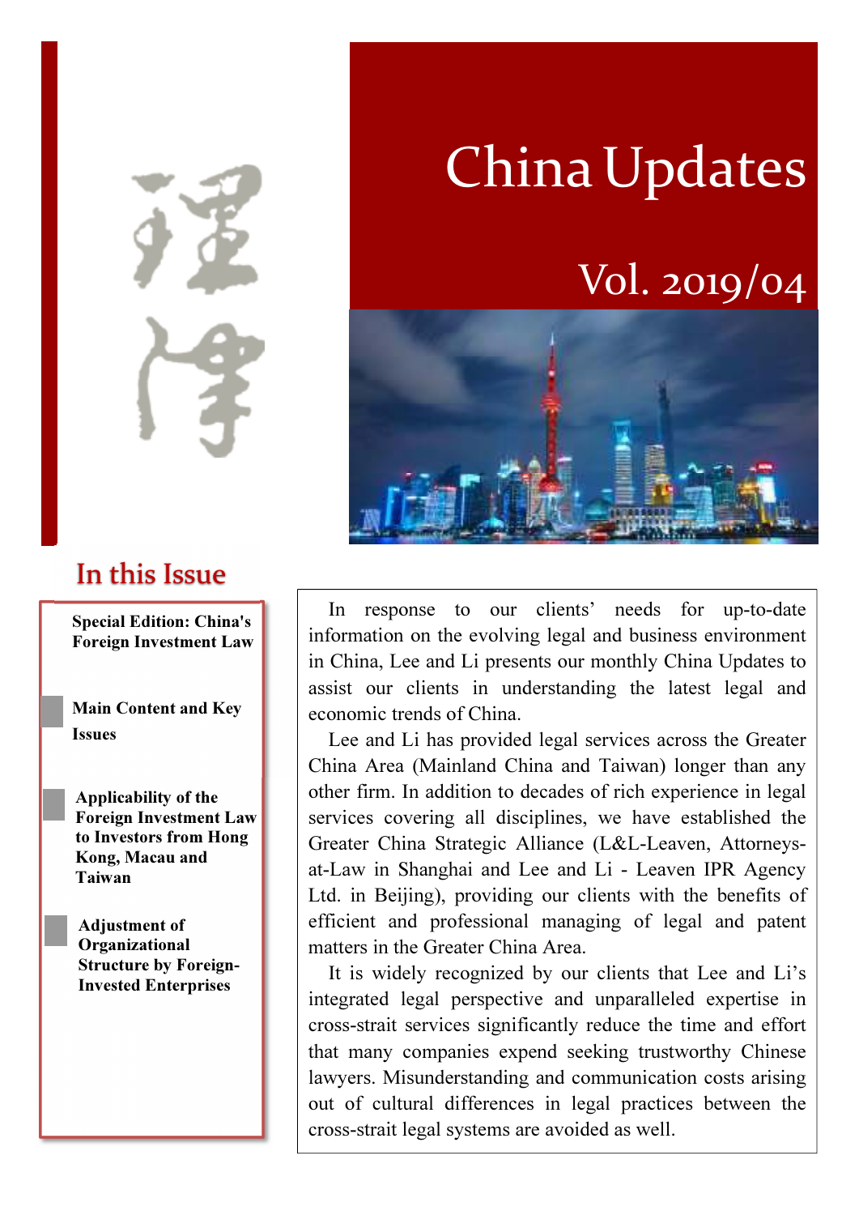# China Updates

## Vol. 2019/04

## In this Issue

**Special Edition: China's Foreign Investment Law**

**Main Content and Key Issues**

**Applicability of the Foreign Investment Law to Investors from Hong Kong, Macau and Taiwan**

**Adjustment of Organizational Structure by Foreign-Invested Enterprises**

In response to our clients' needs for up-to-date information on the evolving legal and business environment in China, Lee and Li presents our monthly China Updates to assist our clients in understanding the latest legal and economic trends of China.

Lee and Li has provided legal services across the Greater China Area (Mainland China and Taiwan) longer than any other firm. In addition to decades of rich experience in legal services covering all disciplines, we have established the Greater China Strategic Alliance (L&L-Leaven, Attorneys-at-Law in Shanghai and Lee and Li - Leaven IPR Agency Ltd. in Beijing), providing our clients with the benefits of efficient and professional managing of legal and patent matters in the Greater China Area.

It is widely recognized by our clients that Lee and Li's integrated legal perspective and unparalleled expertise in cross-strait services significantly reduce the time and effort that many companies expend seeking trustworthy Chinese lawyers. Misunderstanding and communication costs arising out of cultural differences in legal practices between the cross-strait legal systems are avoided as well.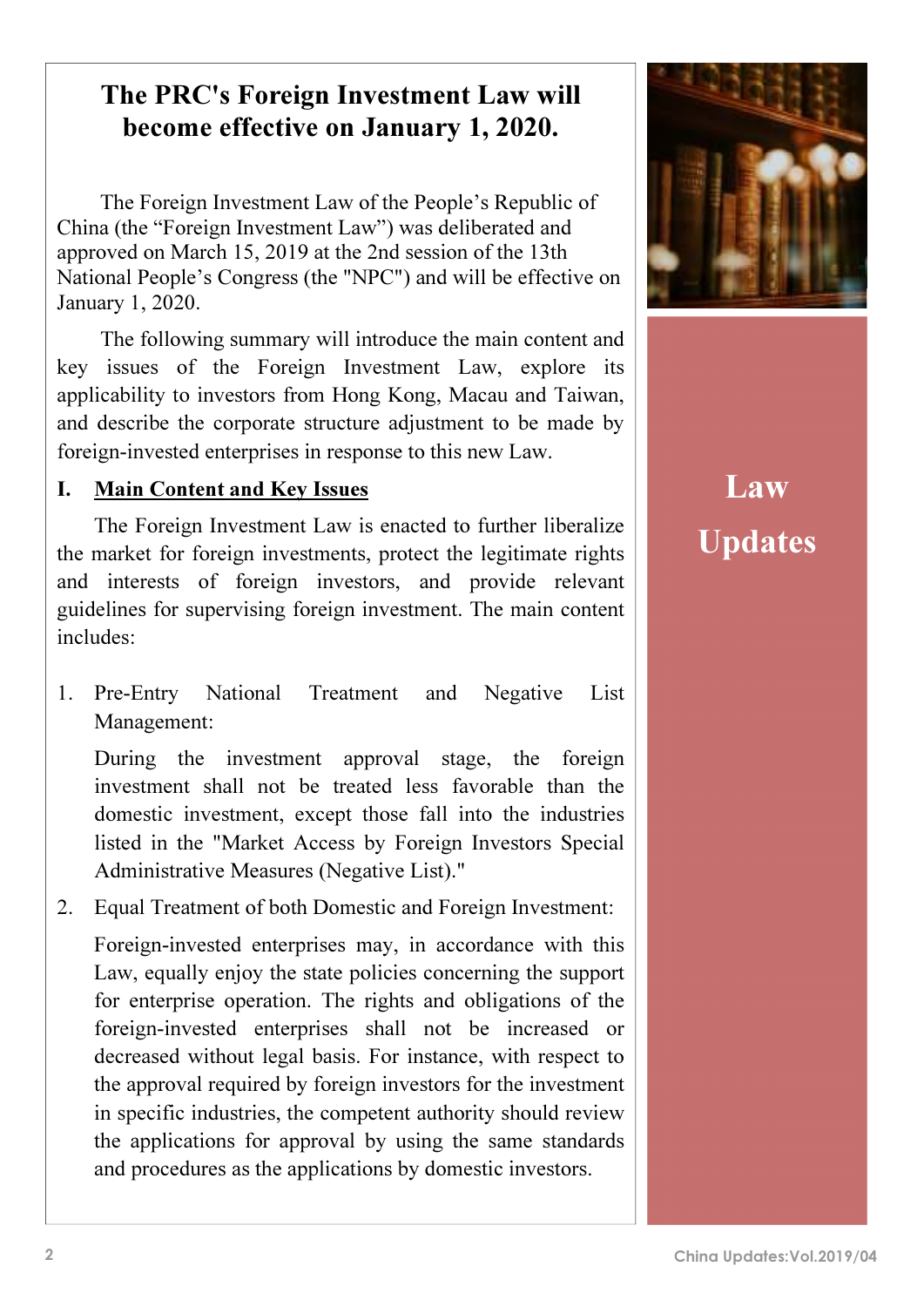# The PRC's Foreign Investment Law will become effective on January 1, 2020.

The Foreign Investment Law of the People's Republic of China (the "Foreign Investment Law") was deliberated and approved on March 15, 2019 at the 2nd session of the 13th National People's Congress (the "NPC") and will be effective on January 1, 2020.

The following summary will introduce the main content and key issues of the Foreign Investment Law, explore its applicability to investors from Hong Kong, Macau and Taiwan, and describe the corporate structure adjustment to be made by foreign-invested enterprises in response to this new Law.

Law Updates

## I. Main Content and Key Issues

The Foreign Investment Law is enacted to further liberalize the market for foreign investments, protect the legitimate rights and interests of foreign investors, and provide relevant guidelines for supervising foreign investment. The main content includes:

1. Pre-Entry National Treatment and Negative List Management:

   During the investment approval stage, the foreign investment shall not be treated less favorable than the domestic investment, except those fall into the industries listed in the "Market Access by Foreign Investors Special Administrative Measures (Negative List)."

2. Equal Treatment of both Domestic and Foreign Investment:

   Foreign-invested enterprises may, in accordance with this Law, equally enjoy the state policies concerning the support for enterprise operation. The rights and obligations of the foreign-invested enterprises shall not be increased or decreased without legal basis. For instance, with respect to the approval required by foreign investors for the investment in specific industries, the competent authority should review the applications for approval by using the same standards and procedures as the applications by domestic investors.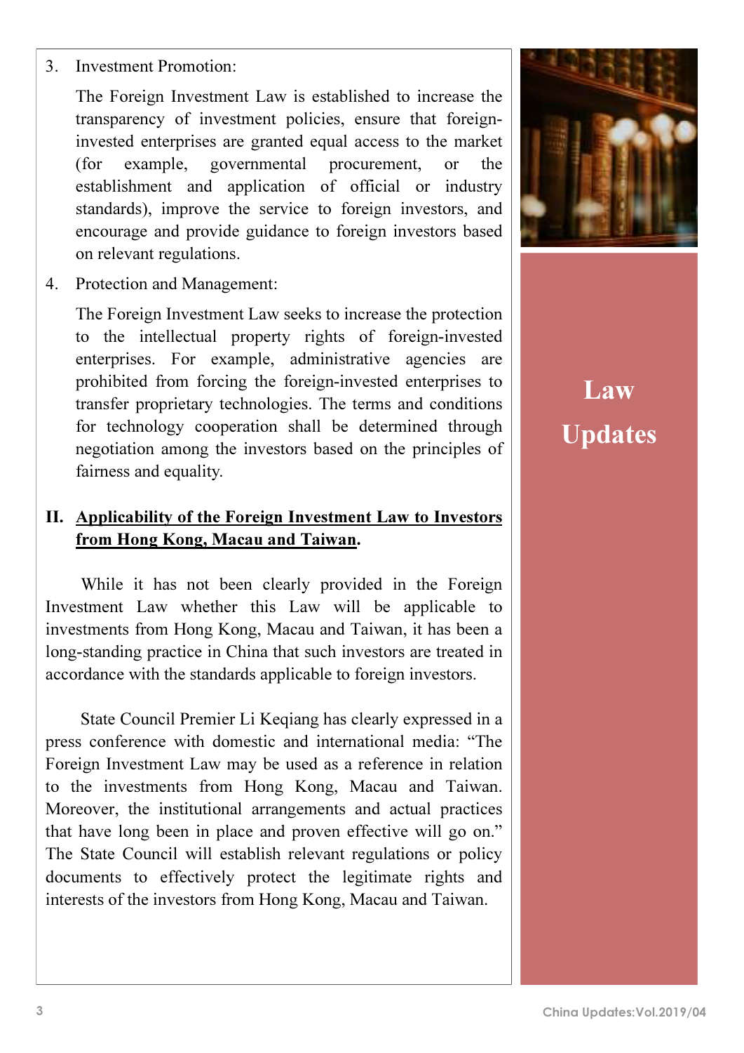3. Investment Promotion:

   The Foreign Investment Law is established to increase the transparency of investment policies, ensure that foreign-invested enterprises are granted equal access to the market (for example, governmental procurement, or the establishment and application of official or industry standards), improve the service to foreign investors, and encourage and provide guidance to foreign investors based on relevant regulations.

4. Protection and Management:

   The Foreign Investment Law seeks to increase the protection to the intellectual property rights of foreign-invested enterprises. For example, administrative agencies are prohibited from forcing the foreign-invested enterprises to transfer proprietary technologies. The terms and conditions for technology cooperation shall be determined through negotiation among the investors based on the principles of fairness and equality.

## II. Applicability of the Foreign Investment Law to Investors from Hong Kong, Macau and Taiwan.

While it has not been clearly provided in the Foreign Investment Law whether this Law will be applicable to investments from Hong Kong, Macau and Taiwan, it has been a long-standing practice in China that such investors are treated in accordance with the standards applicable to foreign investors.

State Council Premier Li Keqiang has clearly expressed in a press conference with domestic and international media: "The Foreign Investment Law may be used as a reference in relation to the investments from Hong Kong, Macau and Taiwan. Moreover, the institutional arrangements and actual practices that have long been in place and proven effective will go on." The State Council will establish relevant regulations or policy documents to effectively protect the legitimate rights and interests of the investors from Hong Kong, Macau and Taiwan.

**Law Updates**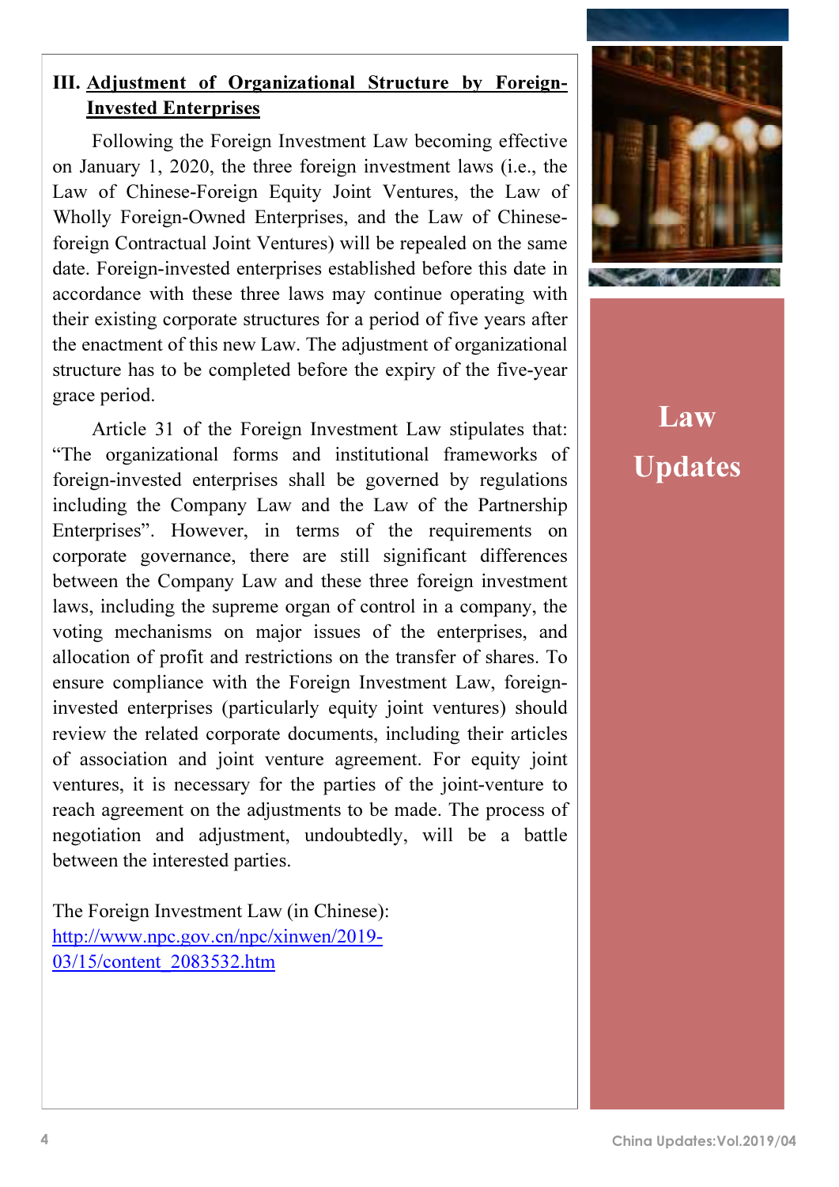### III. Adjustment of Organizational Structure by Foreign-Invested Enterprises

Following the Foreign Investment Law becoming effective on January 1, 2020, the three foreign investment laws (i.e., the Law of Chinese-Foreign Equity Joint Ventures, the Law of Wholly Foreign-Owned Enterprises, and the Law of Chinese-foreign Contractual Joint Ventures) will be repealed on the same date. Foreign-invested enterprises established before this date in accordance with these three laws may continue operating with their existing corporate structures for a period of five years after the enactment of this new Law. The adjustment of organizational structure has to be completed before the expiry of the five-year grace period.

Article 31 of the Foreign Investment Law stipulates that: "The organizational forms and institutional frameworks of foreign-invested enterprises shall be governed by regulations including the Company Law and the Law of the Partnership Enterprises". However, in terms of the requirements on corporate governance, there are still significant differences between the Company Law and these three foreign investment laws, including the supreme organ of control in a company, the voting mechanisms on major issues of the enterprises, and allocation of profit and restrictions on the transfer of shares. To ensure compliance with the Foreign Investment Law, foreign-invested enterprises (particularly equity joint ventures) should review the related corporate documents, including their articles of association and joint venture agreement. For equity joint ventures, it is necessary for the parties of the joint-venture to reach agreement on the adjustments to be made. The process of negotiation and adjustment, undoubtedly, will be a battle between the interested parties.

The Foreign Investment Law (in Chinese): [http://www.npc.gov.cn/npc/xinwen/2019-03/15/content_2083532.htm](http://www.npc.gov.cn/npc/xinwen/2019-03/15/content_2083532.htm)

**Law Updates**